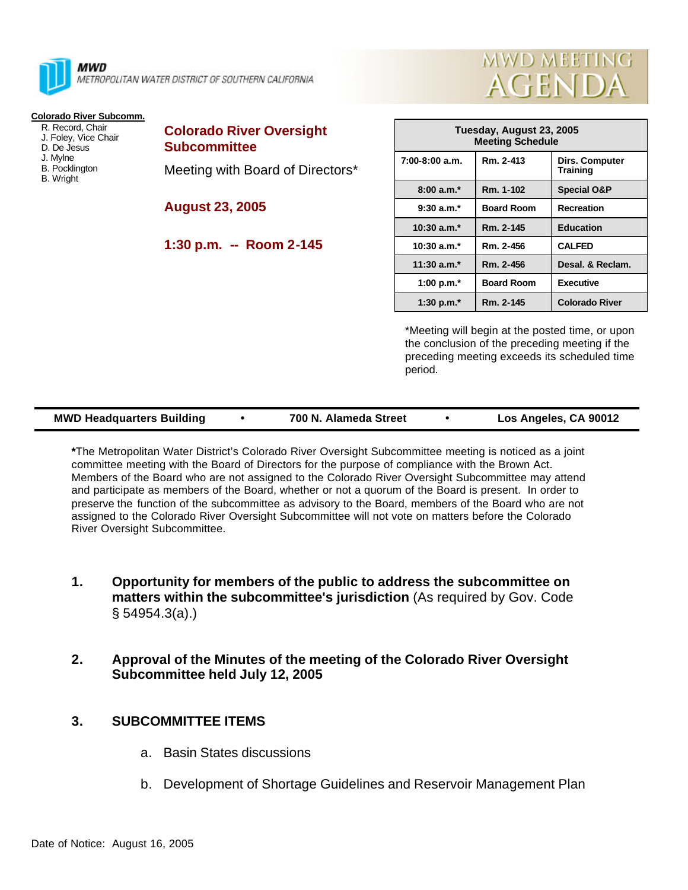MWD
METROPOLITAN WATER DISTRICT OF SOUTHERN CALIFORNIA

# MWD MEETING AGENDA

**Colorado River Subcomm.**

- R. Record, Chair
- J. Foley, Vice Chair
- D. De Jesus
- J. Mylne
- B. Pocklington
- B. Wright

## Colorado River Oversight Subcommittee

Meeting with Board of Directors*

**August 23, 2005**

**1:30 p.m. -- Room 2-145**

| Tuesday, August 23, 2005 Meeting Schedule | | |
|---|---|---|
| 7:00-8:00 a.m. | Rm. 2-413 | Dirs. Computer Training |
| 8:00 a.m.* | Rm. 1-102 | Special O&P |
| 9:30 a.m.* | Board Room | Recreation |
| 10:30 a.m.* | Rm. 2-145 | Education |
| 10:30 a.m.* | Rm. 2-456 | CALFED |
| 11:30 a.m.* | Rm. 2-456 | Desal. & Reclam. |
| 1:00 p.m.* | Board Room | Executive |
| 1:30 p.m.* | Rm. 2-145 | Colorado River |

*Meeting will begin at the posted time, or upon the conclusion of the preceding meeting if the preceding meeting exceeds its scheduled time period.

**MWD Headquarters Building • 700 N. Alameda Street • Los Angeles, CA 90012**

***The Metropolitan Water District's Colorado River Oversight Subcommittee meeting is noticed as a joint committee meeting with the Board of Directors for the purpose of compliance with the Brown Act. Members of the Board who are not assigned to the Colorado River Oversight Subcommittee may attend and participate as members of the Board, whether or not a quorum of the Board is present. In order to preserve the function of the subcommittee as advisory to the Board, members of the Board who are not assigned to the Colorado River Oversight Subcommittee will not vote on matters before the Colorado River Oversight Subcommittee.

1. **Opportunity for members of the public to address the subcommittee on matters within the subcommittee's jurisdiction** (As required by Gov. Code § 54954.3(a).)

2. **Approval of the Minutes of the meeting of the Colorado River Oversight Subcommittee held July 12, 2005**

3. **SUBCOMMITTEE ITEMS**

   a. Basin States discussions

   b. Development of Shortage Guidelines and Reservoir Management Plan

Date of Notice: August 16, 2005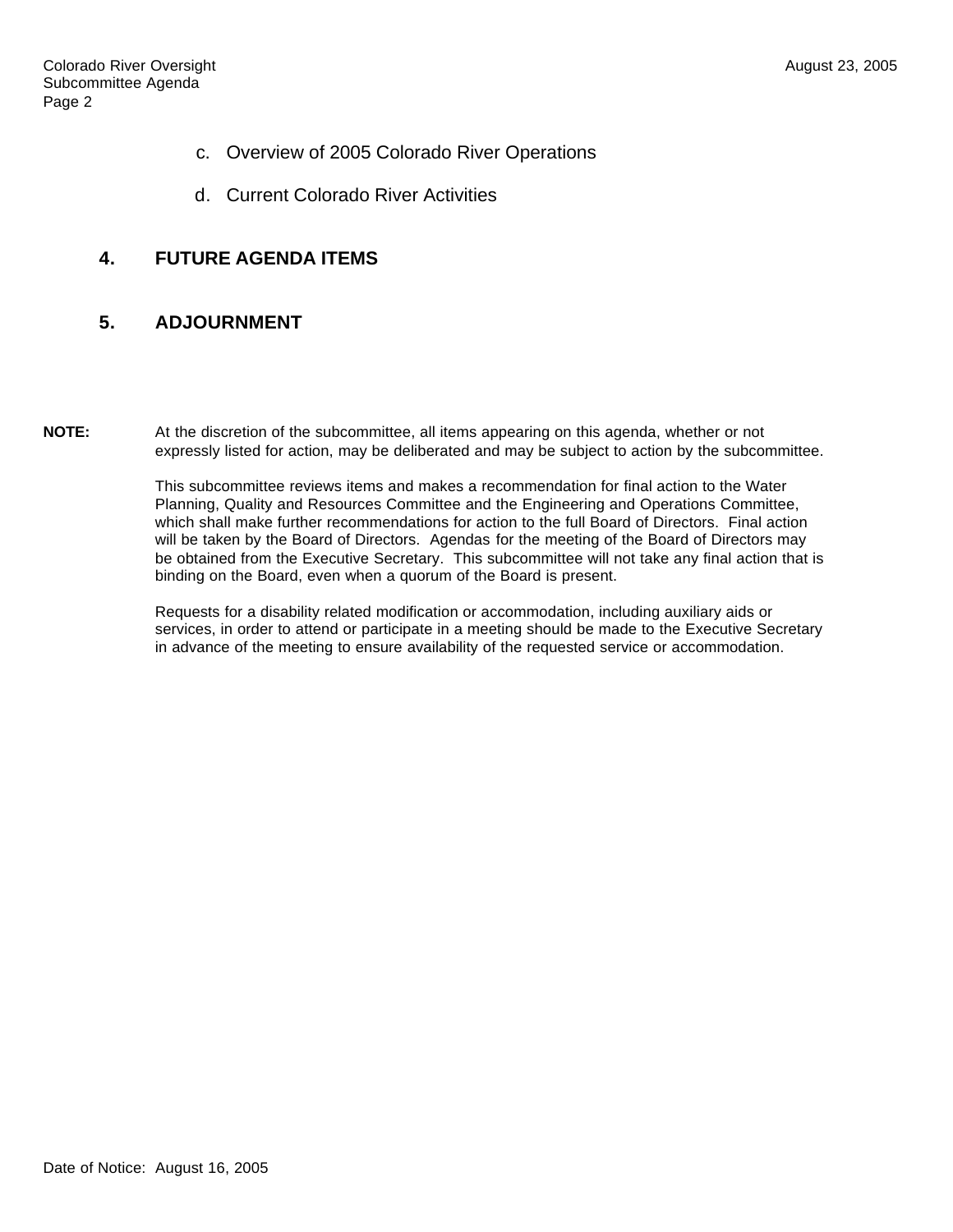c. Overview of 2005 Colorado River Operations

d. Current Colorado River Activities

**4. FUTURE AGENDA ITEMS**

**5. ADJOURNMENT**

**NOTE:** At the discretion of the subcommittee, all items appearing on this agenda, whether or not expressly listed for action, may be deliberated and may be subject to action by the subcommittee.

This subcommittee reviews items and makes a recommendation for final action to the Water Planning, Quality and Resources Committee and the Engineering and Operations Committee, which shall make further recommendations for action to the full Board of Directors. Final action will be taken by the Board of Directors. Agendas for the meeting of the Board of Directors may be obtained from the Executive Secretary. This subcommittee will not take any final action that is binding on the Board, even when a quorum of the Board is present.

Requests for a disability related modification or accommodation, including auxiliary aids or services, in order to attend or participate in a meeting should be made to the Executive Secretary in advance of the meeting to ensure availability of the requested service or accommodation.

Date of Notice: August 16, 2005